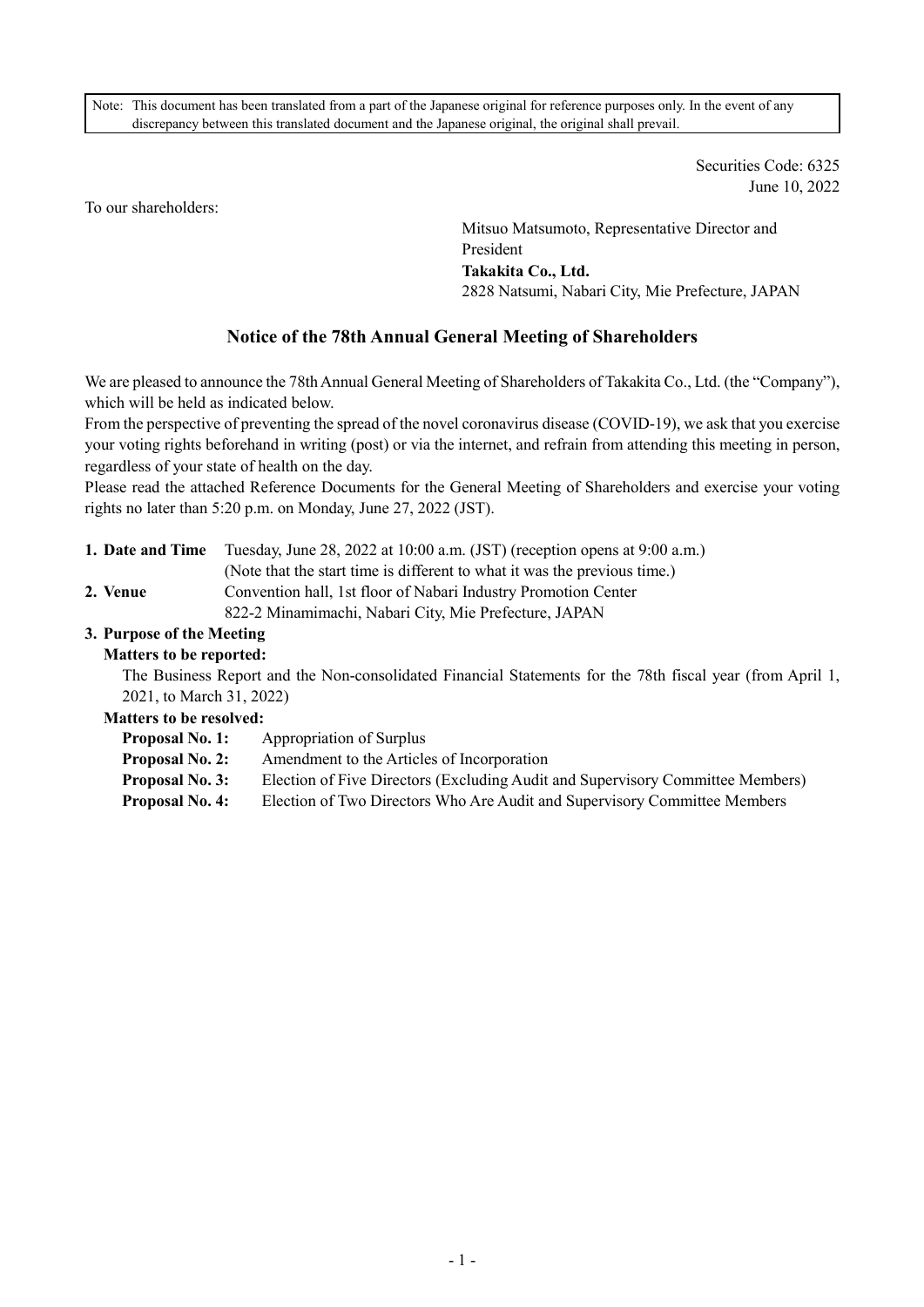Note: This document has been translated from a part of the Japanese original for reference purposes only. In the event of any discrepancy between this translated document and the Japanese original, the original shall prevail.

Securities Code: 6325
June 10, 2022

To our shareholders:

Mitsuo Matsumoto, Representative Director and President
**Takakita Co., Ltd.**
2828 Natsumi, Nabari City, Mie Prefecture, JAPAN

# Notice of the 78th Annual General Meeting of Shareholders

We are pleased to announce the 78th Annual General Meeting of Shareholders of Takakita Co., Ltd. (the "Company"), which will be held as indicated below.

From the perspective of preventing the spread of the novel coronavirus disease (COVID-19), we ask that you exercise your voting rights beforehand in writing (post) or via the internet, and refrain from attending this meeting in person, regardless of your state of health on the day.

Please read the attached Reference Documents for the General Meeting of Shareholders and exercise your voting rights no later than 5:20 p.m. on Monday, June 27, 2022 (JST).

**1. Date and Time** Tuesday, June 28, 2022 at 10:00 a.m. (JST) (reception opens at 9:00 a.m.)
(Note that the start time is different to what it was the previous time.)

**2. Venue** Convention hall, 1st floor of Nabari Industry Promotion Center
822-2 Minamimachi, Nabari City, Mie Prefecture, JAPAN

**3. Purpose of the Meeting**

**Matters to be reported:**

The Business Report and the Non-consolidated Financial Statements for the 78th fiscal year (from April 1, 2021, to March 31, 2022)

**Matters to be resolved:**

**Proposal No. 1:** Appropriation of Surplus
**Proposal No. 2:** Amendment to the Articles of Incorporation
**Proposal No. 3:** Election of Five Directors (Excluding Audit and Supervisory Committee Members)
**Proposal No. 4:** Election of Two Directors Who Are Audit and Supervisory Committee Members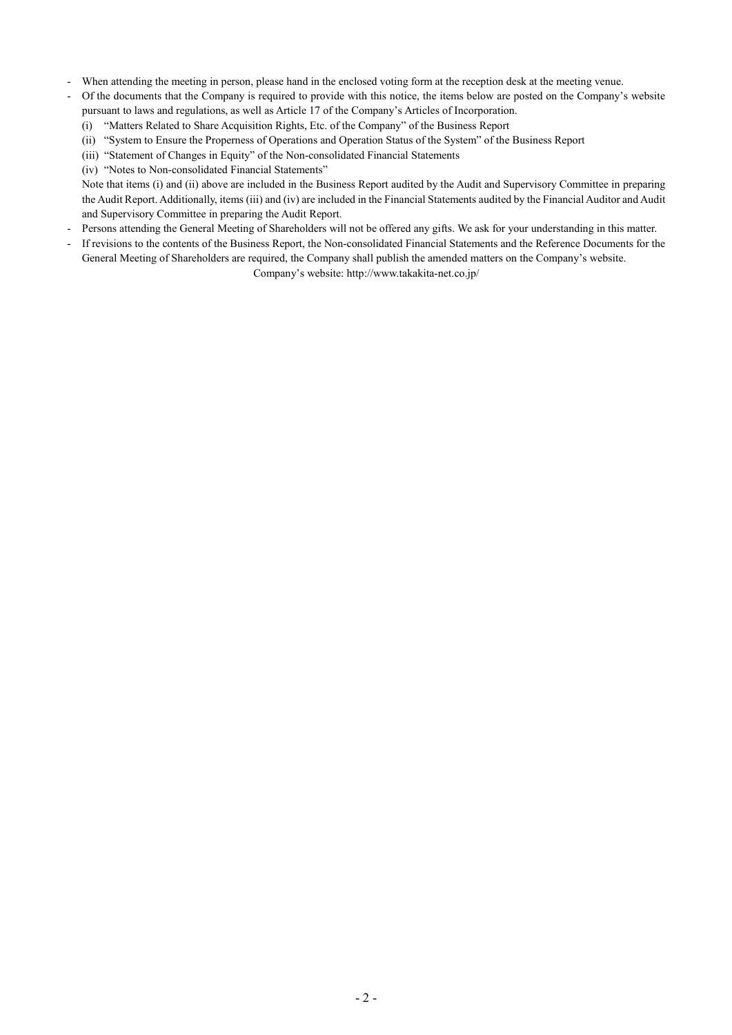- When attending the meeting in person, please hand in the enclosed voting form at the reception desk at the meeting venue.
- Of the documents that the Company is required to provide with this notice, the items below are posted on the Company's website pursuant to laws and regulations, as well as Article 17 of the Company's Articles of Incorporation.
  - (i) "Matters Related to Share Acquisition Rights, Etc. of the Company" of the Business Report
  - (ii) "System to Ensure the Properness of Operations and Operation Status of the System" of the Business Report
  - (iii) "Statement of Changes in Equity" of the Non-consolidated Financial Statements
  - (iv) "Notes to Non-consolidated Financial Statements"

  Note that items (i) and (ii) above are included in the Business Report audited by the Audit and Supervisory Committee in preparing the Audit Report. Additionally, items (iii) and (iv) are included in the Financial Statements audited by the Financial Auditor and Audit and Supervisory Committee in preparing the Audit Report.
- Persons attending the General Meeting of Shareholders will not be offered any gifts. We ask for your understanding in this matter.
- If revisions to the contents of the Business Report, the Non-consolidated Financial Statements and the Reference Documents for the General Meeting of Shareholders are required, the Company shall publish the amended matters on the Company's website.

  Company's website: http://www.takakita-net.co.jp/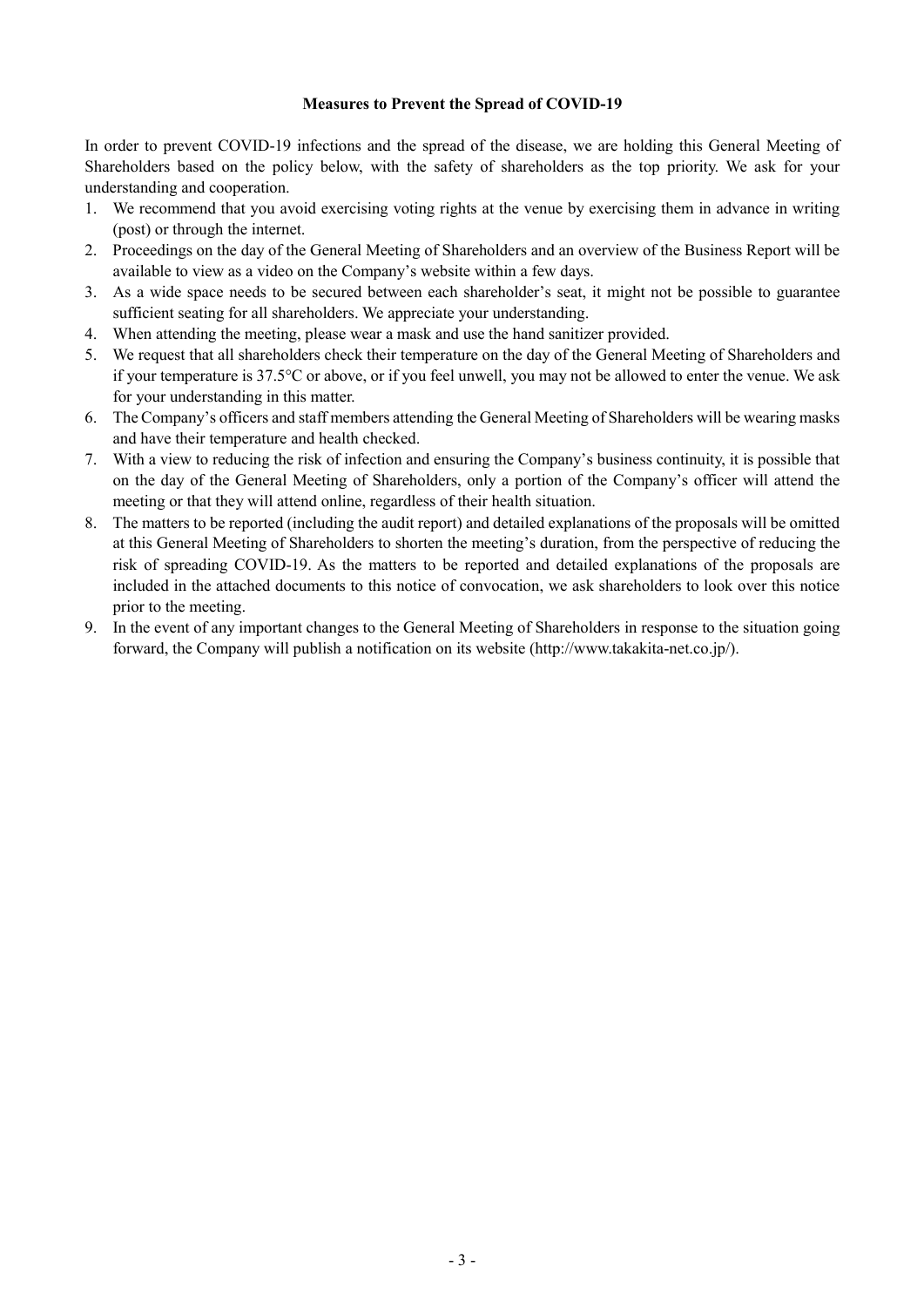**Measures to Prevent the Spread of COVID-19**

In order to prevent COVID-19 infections and the spread of the disease, we are holding this General Meeting of Shareholders based on the policy below, with the safety of shareholders as the top priority. We ask for your understanding and cooperation.

1. We recommend that you avoid exercising voting rights at the venue by exercising them in advance in writing (post) or through the internet.
2. Proceedings on the day of the General Meeting of Shareholders and an overview of the Business Report will be available to view as a video on the Company's website within a few days.
3. As a wide space needs to be secured between each shareholder's seat, it might not be possible to guarantee sufficient seating for all shareholders. We appreciate your understanding.
4. When attending the meeting, please wear a mask and use the hand sanitizer provided.
5. We request that all shareholders check their temperature on the day of the General Meeting of Shareholders and if your temperature is 37.5°C or above, or if you feel unwell, you may not be allowed to enter the venue. We ask for your understanding in this matter.
6. The Company's officers and staff members attending the General Meeting of Shareholders will be wearing masks and have their temperature and health checked.
7. With a view to reducing the risk of infection and ensuring the Company's business continuity, it is possible that on the day of the General Meeting of Shareholders, only a portion of the Company's officer will attend the meeting or that they will attend online, regardless of their health situation.
8. The matters to be reported (including the audit report) and detailed explanations of the proposals will be omitted at this General Meeting of Shareholders to shorten the meeting's duration, from the perspective of reducing the risk of spreading COVID-19. As the matters to be reported and detailed explanations of the proposals are included in the attached documents to this notice of convocation, we ask shareholders to look over this notice prior to the meeting.
9. In the event of any important changes to the General Meeting of Shareholders in response to the situation going forward, the Company will publish a notification on its website (http://www.takakita-net.co.jp/).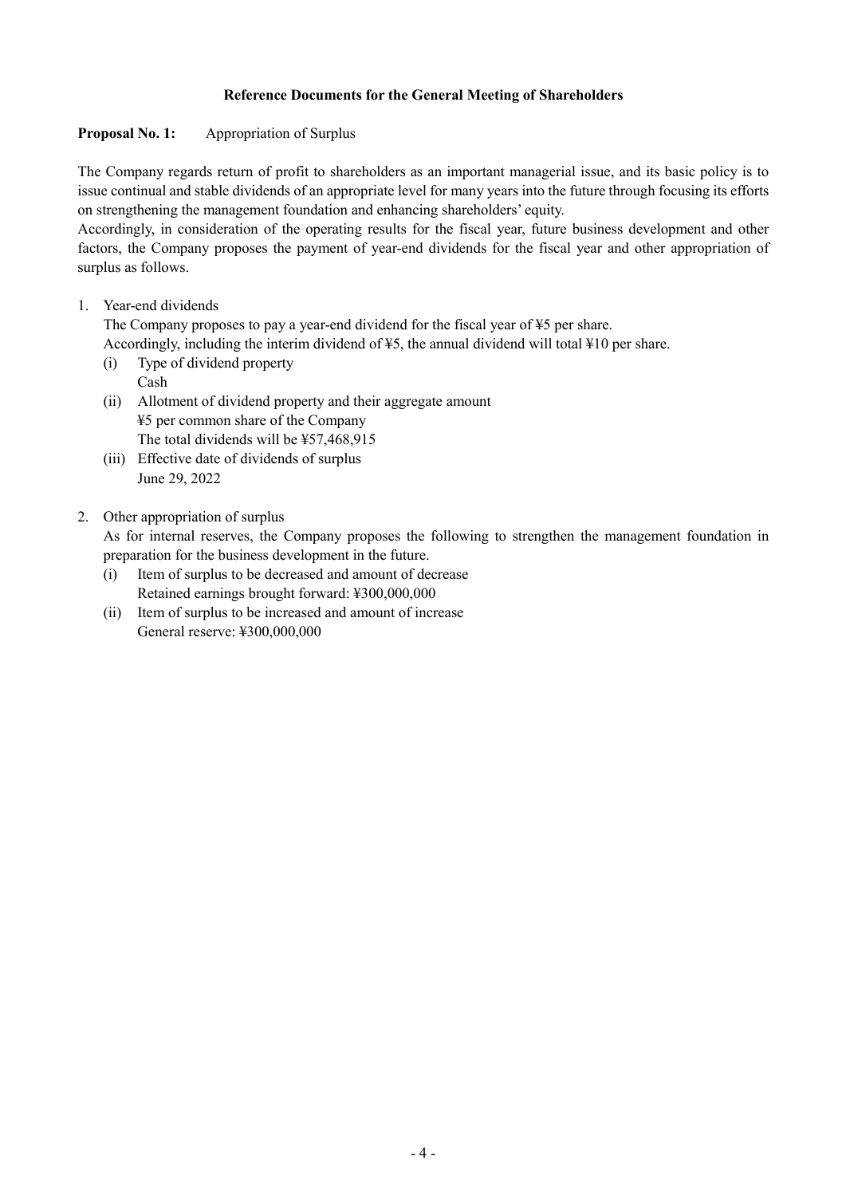## Reference Documents for the General Meeting of Shareholders

**Proposal No. 1:** Appropriation of Surplus

The Company regards return of profit to shareholders as an important managerial issue, and its basic policy is to issue continual and stable dividends of an appropriate level for many years into the future through focusing its efforts on strengthening the management foundation and enhancing shareholders' equity.

Accordingly, in consideration of the operating results for the fiscal year, future business development and other factors, the Company proposes the payment of year-end dividends for the fiscal year and other appropriation of surplus as follows.

1. Year-end dividends

   The Company proposes to pay a year-end dividend for the fiscal year of ¥5 per share.
   Accordingly, including the interim dividend of ¥5, the annual dividend will total ¥10 per share.

   (i) Type of dividend property
   Cash

   (ii) Allotment of dividend property and their aggregate amount
   ¥5 per common share of the Company
   The total dividends will be ¥57,468,915

   (iii) Effective date of dividends of surplus
   June 29, 2022

2. Other appropriation of surplus

   As for internal reserves, the Company proposes the following to strengthen the management foundation in preparation for the business development in the future.

   (i) Item of surplus to be decreased and amount of decrease
   Retained earnings brought forward: ¥300,000,000

   (ii) Item of surplus to be increased and amount of increase
   General reserve: ¥300,000,000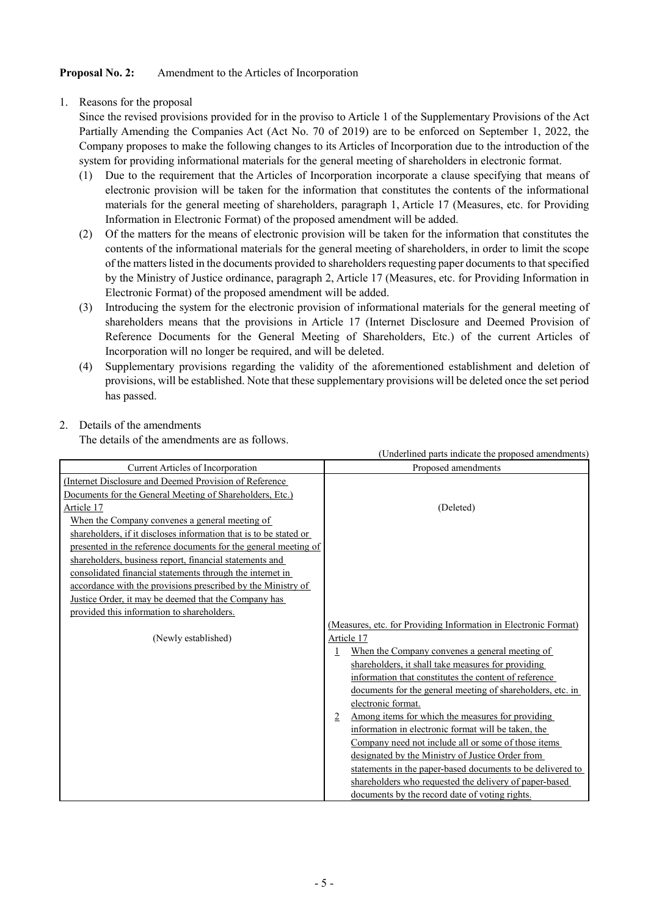**Proposal No. 2:** Amendment to the Articles of Incorporation

1. Reasons for the proposal

   Since the revised provisions provided for in the proviso to Article 1 of the Supplementary Provisions of the Act Partially Amending the Companies Act (Act No. 70 of 2019) are to be enforced on September 1, 2022, the Company proposes to make the following changes to its Articles of Incorporation due to the introduction of the system for providing informational materials for the general meeting of shareholders in electronic format.

   (1) Due to the requirement that the Articles of Incorporation incorporate a clause specifying that means of electronic provision will be taken for the information that constitutes the contents of the informational materials for the general meeting of shareholders, paragraph 1, Article 17 (Measures, etc. for Providing Information in Electronic Format) of the proposed amendment will be added.

   (2) Of the matters for the means of electronic provision will be taken for the information that constitutes the contents of the informational materials for the general meeting of shareholders, in order to limit the scope of the matters listed in the documents provided to shareholders requesting paper documents to that specified by the Ministry of Justice ordinance, paragraph 2, Article 17 (Measures, etc. for Providing Information in Electronic Format) of the proposed amendment will be added.

   (3) Introducing the system for the electronic provision of informational materials for the general meeting of shareholders means that the provisions in Article 17 (Internet Disclosure and Deemed Provision of Reference Documents for the General Meeting of Shareholders, Etc.) of the current Articles of Incorporation will no longer be required, and will be deleted.

   (4) Supplementary provisions regarding the validity of the aforementioned establishment and deletion of provisions, will be established. Note that these supplementary provisions will be deleted once the set period has passed.

2. Details of the amendments

   The details of the amendments are as follows.

(Underlined parts indicate the proposed amendments)

| Current Articles of Incorporation | Proposed amendments |
|---|---|
| (Internet Disclosure and Deemed Provision of Reference Documents for the General Meeting of Shareholders, Etc.)<br>Article 17<br>When the Company convenes a general meeting of shareholders, if it discloses information that is to be stated or presented in the reference documents for the general meeting of shareholders, business report, financial statements and consolidated financial statements through the internet in accordance with the provisions prescribed by the Ministry of Justice Order, it may be deemed that the Company has provided this information to shareholders. | (Deleted) |
| (Newly established) | (Measures, etc. for Providing Information in Electronic Format)<br>Article 17<br>1 When the Company convenes a general meeting of shareholders, it shall take measures for providing information that constitutes the content of reference documents for the general meeting of shareholders, etc. in electronic format.<br>2 Among items for which the measures for providing information in electronic format will be taken, the Company need not include all or some of those items designated by the Ministry of Justice Order from statements in the paper-based documents to be delivered to shareholders who requested the delivery of paper-based documents by the record date of voting rights. |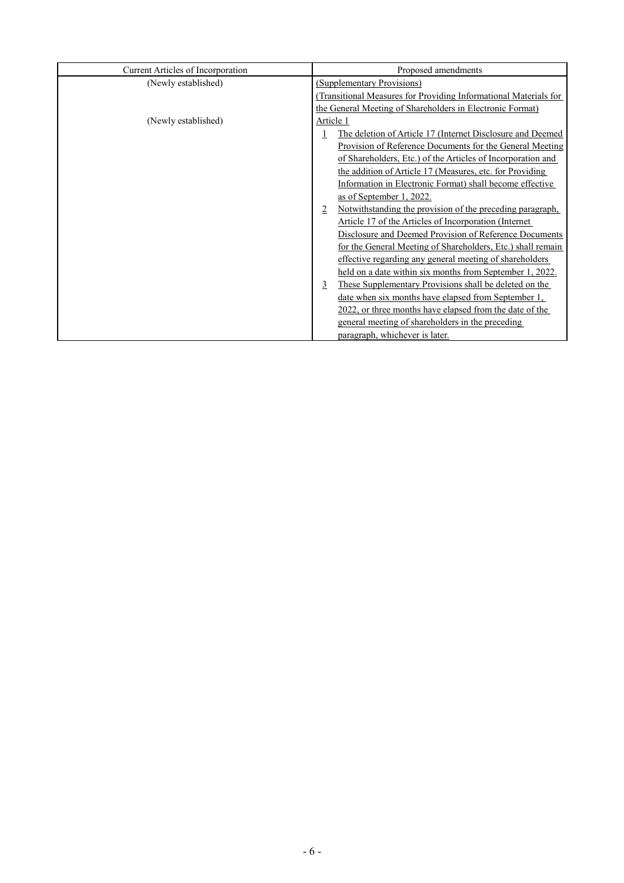| Current Articles of Incorporation | Proposed amendments |
|---|---|
| (Newly established) | (Supplementary Provisions)<br>(Transitional Measures for Providing Informational Materials for the General Meeting of Shareholders in Electronic Format) |
| (Newly established) | Article 1<br>1 The deletion of Article 17 (Internet Disclosure and Deemed Provision of Reference Documents for the General Meeting of Shareholders, Etc.) of the Articles of Incorporation and the addition of Article 17 (Measures, etc. for Providing Information in Electronic Format) shall become effective as of September 1, 2022.<br>2 Notwithstanding the provision of the preceding paragraph, Article 17 of the Articles of Incorporation (Internet Disclosure and Deemed Provision of Reference Documents for the General Meeting of Shareholders, Etc.) shall remain effective regarding any general meeting of shareholders held on a date within six months from September 1, 2022.<br>3 These Supplementary Provisions shall be deleted on the date when six months have elapsed from September 1, 2022, or three months have elapsed from the date of the general meeting of shareholders in the preceding paragraph, whichever is later. |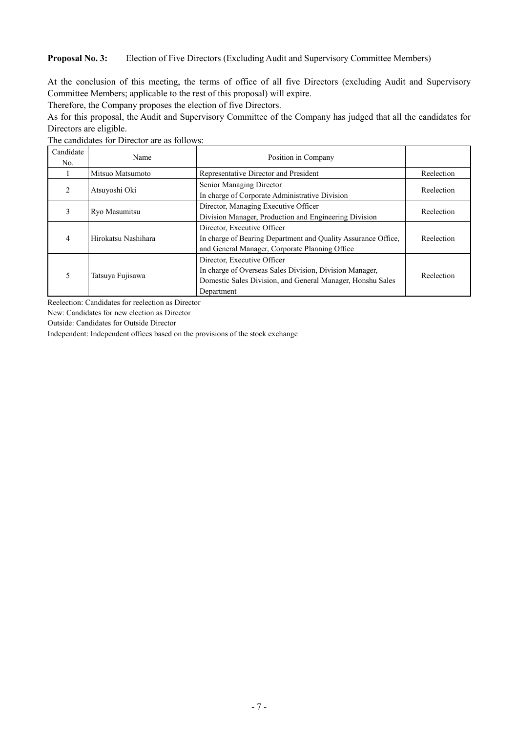**Proposal No. 3:** Election of Five Directors (Excluding Audit and Supervisory Committee Members)

At the conclusion of this meeting, the terms of office of all five Directors (excluding Audit and Supervisory Committee Members; applicable to the rest of this proposal) will expire.

Therefore, the Company proposes the election of five Directors.

As for this proposal, the Audit and Supervisory Committee of the Company has judged that all the candidates for Directors are eligible.

The candidates for Director are as follows:

| Candidate No. | Name | Position in Company | |
|---|---|---|---|
| 1 | Mitsuo Matsumoto | Representative Director and President | Reelection |
| 2 | Atsuyoshi Oki | Senior Managing Director<br>In charge of Corporate Administrative Division | Reelection |
| 3 | Ryo Masumitsu | Director, Managing Executive Officer<br>Division Manager, Production and Engineering Division | Reelection |
| 4 | Hirokatsu Nashihara | Director, Executive Officer<br>In charge of Bearing Department and Quality Assurance Office, and General Manager, Corporate Planning Office | Reelection |
| 5 | Tatsuya Fujisawa | Director, Executive Officer<br>In charge of Overseas Sales Division, Division Manager, Domestic Sales Division, and General Manager, Honshu Sales Department | Reelection |

Reelection: Candidates for reelection as Director

New: Candidates for new election as Director

Outside: Candidates for Outside Director

Independent: Independent offices based on the provisions of the stock exchange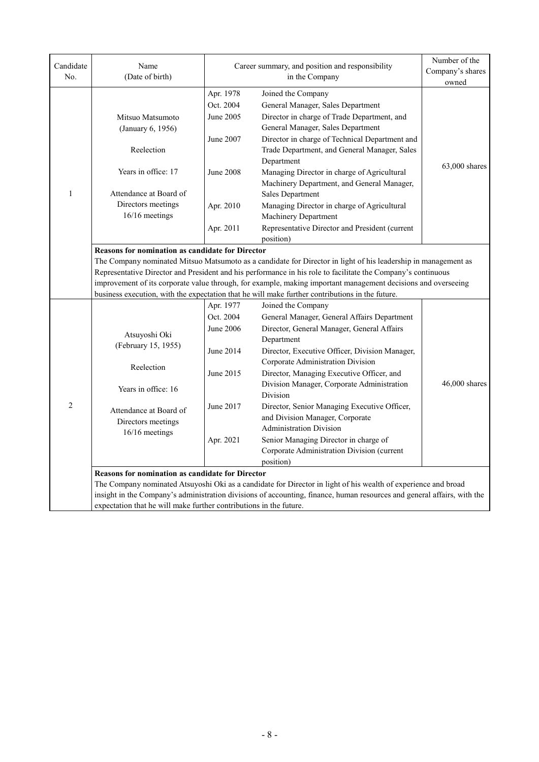| Candidate No. | Name (Date of birth) | Career summary, and position and responsibility in the Company | | Number of the Company's shares owned |
|---|---|---|---|---|
| 1 | Mitsuo Matsumoto (January 6, 1956)<br><br>Reelection<br><br>Years in office: 17<br><br>Attendance at Board of Directors meetings 16/16 meetings | Apr. 1978 | Joined the Company | 63,000 shares |
| | | Oct. 2004 | General Manager, Sales Department | |
| | | June 2005 | Director in charge of Trade Department, and General Manager, Sales Department | |
| | | June 2007 | Director in charge of Technical Department and Trade Department, and General Manager, Sales Department | |
| | | June 2008 | Managing Director in charge of Agricultural Machinery Department, and General Manager, Sales Department | |
| | | Apr. 2010 | Managing Director in charge of Agricultural Machinery Department | |
| | | Apr. 2011 | Representative Director and President (current position) | |
| | **Reasons for nomination as candidate for Director**<br>The Company nominated Mitsuo Matsumoto as a candidate for Director in light of his leadership in management as Representative Director and President and his performance in his role to facilitate the Company's continuous improvement of its corporate value through, for example, making important management decisions and overseeing business execution, with the expectation that he will make further contributions in the future. | | | |
| 2 | Atsuyoshi Oki (February 15, 1955)<br><br>Reelection<br><br>Years in office: 16<br><br>Attendance at Board of Directors meetings 16/16 meetings | Apr. 1977 | Joined the Company | 46,000 shares |
| | | Oct. 2004 | General Manager, General Affairs Department | |
| | | June 2006 | Director, General Manager, General Affairs Department | |
| | | June 2014 | Director, Executive Officer, Division Manager, Corporate Administration Division | |
| | | June 2015 | Director, Managing Executive Officer, and Division Manager, Corporate Administration Division | |
| | | June 2017 | Director, Senior Managing Executive Officer, and Division Manager, Corporate Administration Division | |
| | | Apr. 2021 | Senior Managing Director in charge of Corporate Administration Division (current position) | |
| | **Reasons for nomination as candidate for Director**<br>The Company nominated Atsuyoshi Oki as a candidate for Director in light of his wealth of experience and broad insight in the Company's administration divisions of accounting, finance, human resources and general affairs, with the expectation that he will make further contributions in the future. | | | |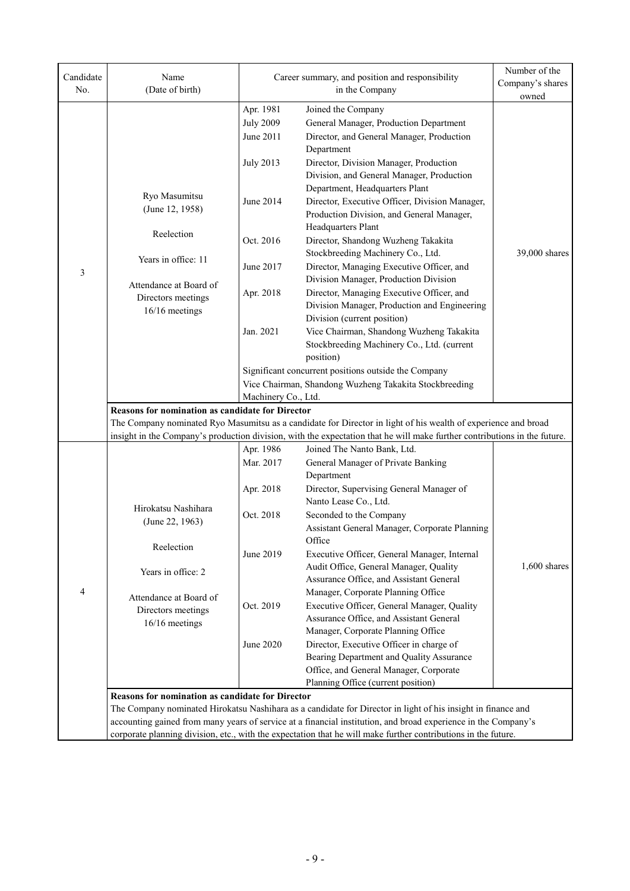| Candidate No. | Name (Date of birth) | Career summary, and position and responsibility in the Company | | Number of the Company's shares owned |
|---|---|---|---|---|
| 3 | Ryo Masumitsu (June 12, 1958)<br><br>Reelection<br><br>Years in office: 11<br><br>Attendance at Board of Directors meetings 16/16 meetings | Apr. 1981 | Joined the Company | 39,000 shares |
| | | July 2009 | General Manager, Production Department | |
| | | June 2011 | Director, and General Manager, Production Department | |
| | | July 2013 | Director, Division Manager, Production Division, and General Manager, Production Department, Headquarters Plant | |
| | | June 2014 | Director, Executive Officer, Division Manager, Production Division, and General Manager, Headquarters Plant | |
| | | Oct. 2016 | Director, Shandong Wuzheng Takakita Stockbreeding Machinery Co., Ltd. | |
| | | June 2017 | Director, Managing Executive Officer, and Division Manager, Production Division | |
| | | Apr. 2018 | Director, Managing Executive Officer, and Division Manager, Production and Engineering Division (current position) | |
| | | Jan. 2021 | Vice Chairman, Shandong Wuzheng Takakita Stockbreeding Machinery Co., Ltd. (current position) | |
| | | Significant concurrent positions outside the Company<br>Vice Chairman, Shandong Wuzheng Takakita Stockbreeding Machinery Co., Ltd. | | |
| | **Reasons for nomination as candidate for Director**<br>The Company nominated Ryo Masumitsu as a candidate for Director in light of his wealth of experience and broad insight in the Company's production division, with the expectation that he will make further contributions in the future. | | | |
| 4 | Hirokatsu Nashihara (June 22, 1963)<br><br>Reelection<br><br>Years in office: 2<br><br>Attendance at Board of Directors meetings 16/16 meetings | Apr. 1986 | Joined The Nanto Bank, Ltd. | 1,600 shares |
| | | Mar. 2017 | General Manager of Private Banking Department | |
| | | Apr. 2018 | Director, Supervising General Manager of Nanto Lease Co., Ltd. | |
| | | Oct. 2018 | Seconded to the Company<br>Assistant General Manager, Corporate Planning Office | |
| | | June 2019 | Executive Officer, General Manager, Internal Audit Office, General Manager, Quality Assurance Office, and Assistant General Manager, Corporate Planning Office | |
| | | Oct. 2019 | Executive Officer, General Manager, Quality Assurance Office, and Assistant General Manager, Corporate Planning Office | |
| | | June 2020 | Director, Executive Officer in charge of Bearing Department and Quality Assurance Office, and General Manager, Corporate Planning Office (current position) | |
| | **Reasons for nomination as candidate for Director**<br>The Company nominated Hirokatsu Nashihara as a candidate for Director in light of his insight in finance and accounting gained from many years of service at a financial institution, and broad experience in the Company's corporate planning division, etc., with the expectation that he will make further contributions in the future. | | | |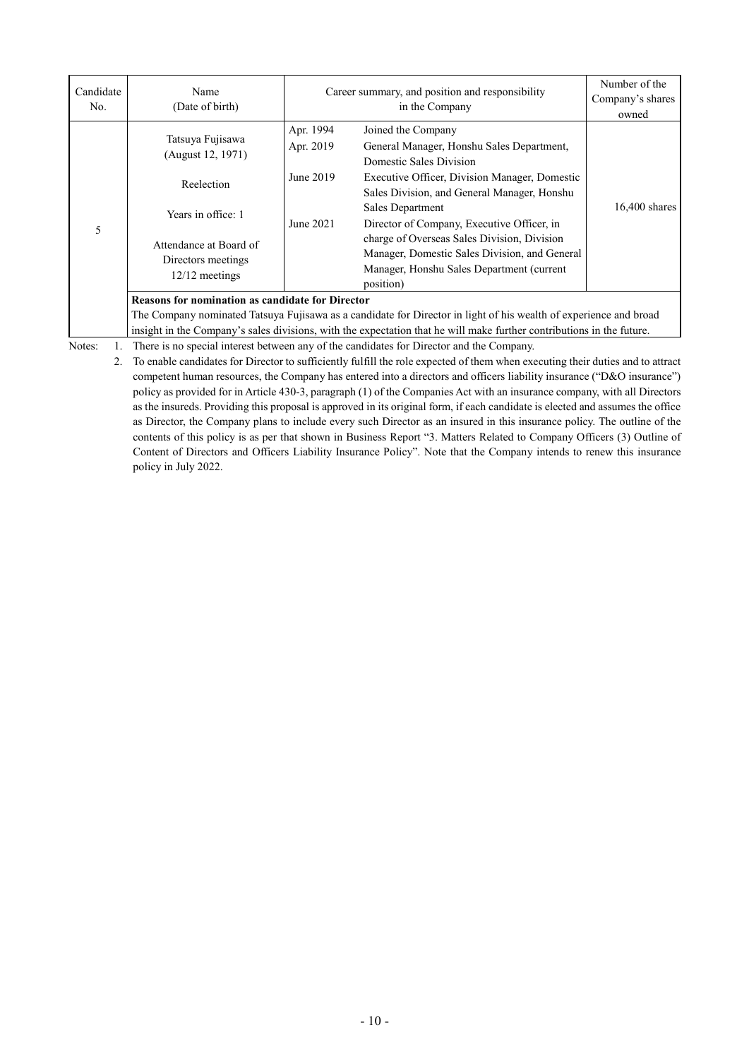| Candidate No. | Name (Date of birth) | Career summary, and position and responsibility in the Company | | Number of the Company's shares owned |
|---|---|---|---|---|
| 5 | Tatsuya Fujisawa (August 12, 1971)<br><br>Reelection<br><br>Years in office: 1<br><br>Attendance at Board of Directors meetings 12/12 meetings | Apr. 1994 | Joined the Company | 16,400 shares |
| | | Apr. 2019 | General Manager, Honshu Sales Department, Domestic Sales Division | |
| | | June 2019 | Executive Officer, Division Manager, Domestic Sales Division, and General Manager, Honshu Sales Department | |
| | | June 2021 | Director of Company, Executive Officer, in charge of Overseas Sales Division, Division Manager, Domestic Sales Division, and General Manager, Honshu Sales Department (current position) | |
| | **Reasons for nomination as candidate for Director**<br>The Company nominated Tatsuya Fujisawa as a candidate for Director in light of his wealth of experience and broad insight in the Company's sales divisions, with the expectation that he will make further contributions in the future. | | | |

Notes:
1. There is no special interest between any of the candidates for Director and the Company.
2. To enable candidates for Director to sufficiently fulfill the role expected of them when executing their duties and to attract competent human resources, the Company has entered into a directors and officers liability insurance ("D&O insurance") policy as provided for in Article 430-3, paragraph (1) of the Companies Act with an insurance company, with all Directors as the insureds. Providing this proposal is approved in its original form, if each candidate is elected and assumes the office as Director, the Company plans to include every such Director as an insured in this insurance policy. The outline of the contents of this policy is as per that shown in Business Report "3. Matters Related to Company Officers (3) Outline of Content of Directors and Officers Liability Insurance Policy". Note that the Company intends to renew this insurance policy in July 2022.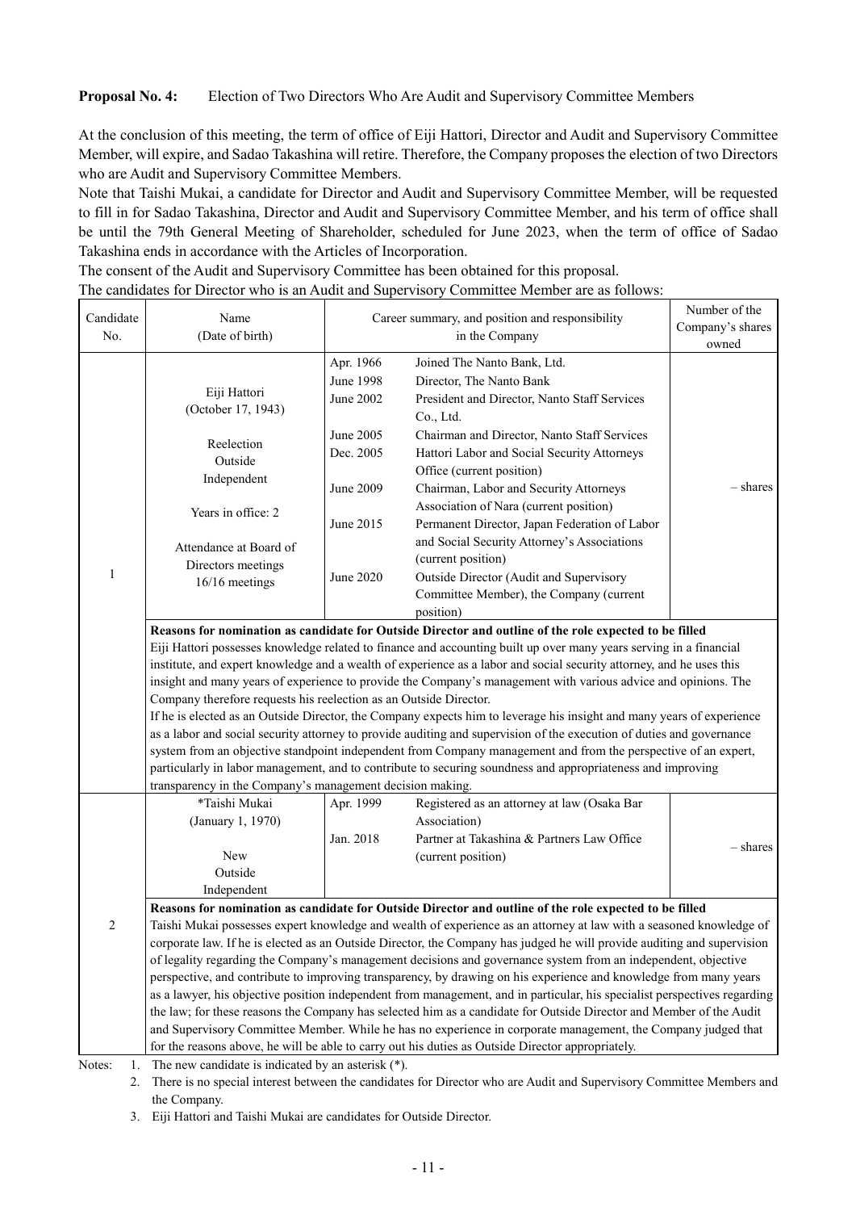**Proposal No. 4:** Election of Two Directors Who Are Audit and Supervisory Committee Members

At the conclusion of this meeting, the term of office of Eiji Hattori, Director and Audit and Supervisory Committee Member, will expire, and Sadao Takashina will retire. Therefore, the Company proposes the election of two Directors who are Audit and Supervisory Committee Members.

Note that Taishi Mukai, a candidate for Director and Audit and Supervisory Committee Member, will be requested to fill in for Sadao Takashina, Director and Audit and Supervisory Committee Member, and his term of office shall be until the 79th General Meeting of Shareholder, scheduled for June 2023, when the term of office of Sadao Takashina ends in accordance with the Articles of Incorporation.

The consent of the Audit and Supervisory Committee has been obtained for this proposal.

The candidates for Director who is an Audit and Supervisory Committee Member are as follows:

| Candidate No. | Name (Date of birth) | Career summary, and position and responsibility in the Company | | Number of the Company's shares owned |
|---|---|---|---|---|
| 1 | Eiji Hattori (October 17, 1943)<br><br>Reelection<br>Outside<br>Independent<br><br>Years in office: 2<br><br>Attendance at Board of Directors meetings<br>16/16 meetings | Apr. 1966<br>June 1998<br>June 2002<br><br>June 2005<br>Dec. 2005<br><br>June 2009<br><br>June 2015<br><br><br>June 2020 | Joined The Nanto Bank, Ltd.<br>Director, The Nanto Bank<br>President and Director, Nanto Staff Services Co., Ltd.<br>Chairman and Director, Nanto Staff Services<br>Hattori Labor and Social Security Attorneys Office (current position)<br>Chairman, Labor and Security Attorneys Association of Nara (current position)<br>Permanent Director, Japan Federation of Labor and Social Security Attorney's Associations (current position)<br>Outside Director (Audit and Supervisory Committee Member), the Company (current position) | – shares |
| | **Reasons for nomination as candidate for Outside Director and outline of the role expected to be filled**<br>Eiji Hattori possesses knowledge related to finance and accounting built up over many years serving in a financial institute, and expert knowledge and a wealth of experience as a labor and social security attorney, and he uses this insight and many years of experience to provide the Company's management with various advice and opinions. The Company therefore requests his reelection as an Outside Director.<br>If he is elected as an Outside Director, the Company expects him to leverage his insight and many years of experience as a labor and social security attorney to provide auditing and supervision of the execution of duties and governance system from an objective standpoint independent from Company management and from the perspective of an expert, particularly in labor management, and to contribute to securing soundness and appropriateness and improving transparency in the Company's management decision making. | | | |
| 2 | *Taishi Mukai (January 1, 1970)<br><br>New<br>Outside<br>Independent | Apr. 1999<br><br>Jan. 2018 | Registered as an attorney at law (Osaka Bar Association)<br>Partner at Takashina & Partners Law Office (current position) | – shares |
| | **Reasons for nomination as candidate for Outside Director and outline of the role expected to be filled**<br>Taishi Mukai possesses expert knowledge and wealth of experience as an attorney at law with a seasoned knowledge of corporate law. If he is elected as an Outside Director, the Company has judged he will provide auditing and supervision of legality regarding the Company's management decisions and governance system from an independent, objective perspective, and contribute to improving transparency, by drawing on his experience and knowledge from many years as a lawyer, his objective position independent from management, and in particular, his specialist perspectives regarding the law; for these reasons the Company has selected him as a candidate for Outside Director and Member of the Audit and Supervisory Committee Member. While he has no experience in corporate management, the Company judged that for the reasons above, he will be able to carry out his duties as Outside Director appropriately. | | | |

Notes:
1. The new candidate is indicated by an asterisk (*).
2. There is no special interest between the candidates for Director who are Audit and Supervisory Committee Members and the Company.
3. Eiji Hattori and Taishi Mukai are candidates for Outside Director.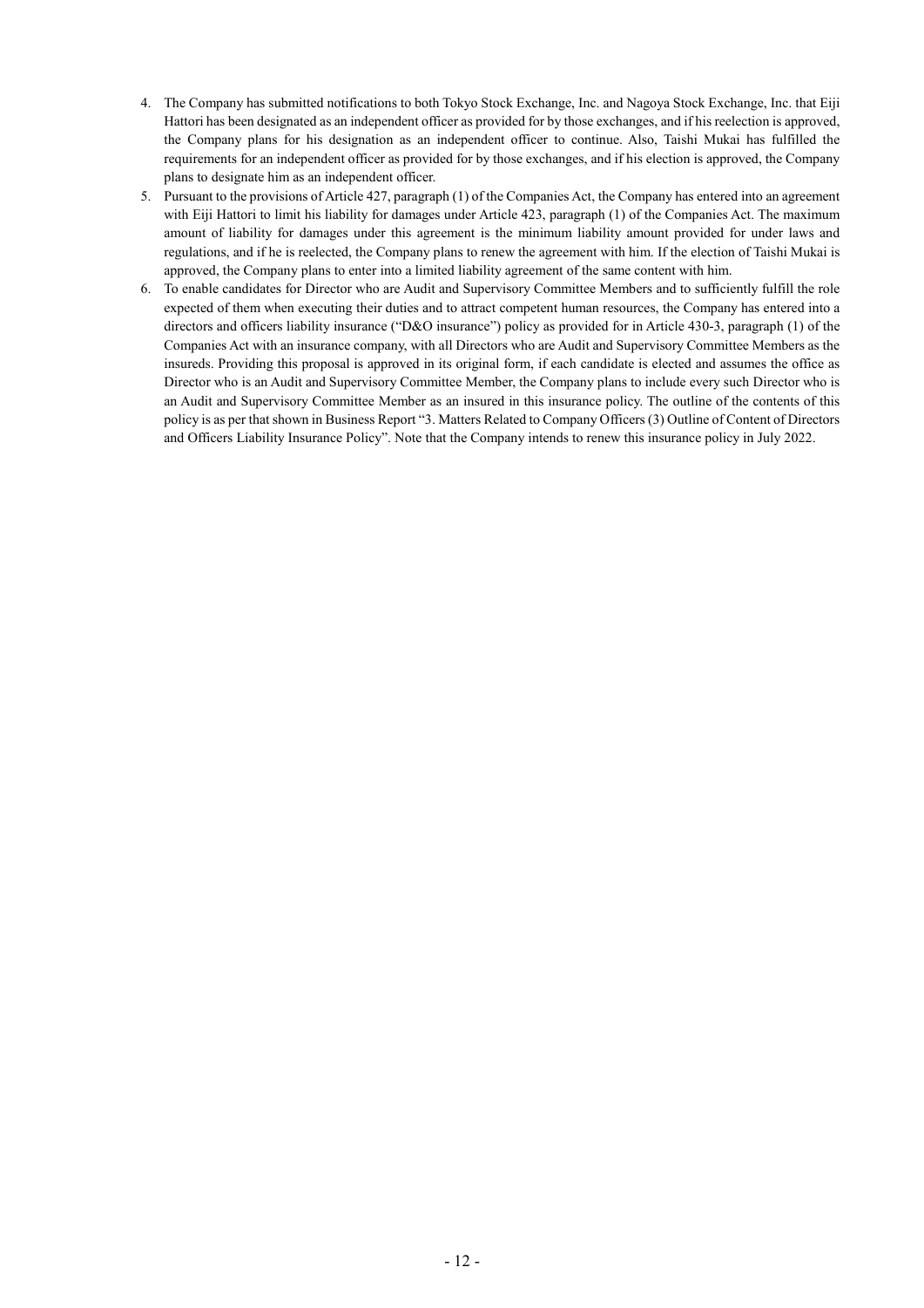4. The Company has submitted notifications to both Tokyo Stock Exchange, Inc. and Nagoya Stock Exchange, Inc. that Eiji Hattori has been designated as an independent officer as provided for by those exchanges, and if his reelection is approved, the Company plans for his designation as an independent officer to continue. Also, Taishi Mukai has fulfilled the requirements for an independent officer as provided for by those exchanges, and if his election is approved, the Company plans to designate him as an independent officer.
5. Pursuant to the provisions of Article 427, paragraph (1) of the Companies Act, the Company has entered into an agreement with Eiji Hattori to limit his liability for damages under Article 423, paragraph (1) of the Companies Act. The maximum amount of liability for damages under this agreement is the minimum liability amount provided for under laws and regulations, and if he is reelected, the Company plans to renew the agreement with him. If the election of Taishi Mukai is approved, the Company plans to enter into a limited liability agreement of the same content with him.
6. To enable candidates for Director who are Audit and Supervisory Committee Members and to sufficiently fulfill the role expected of them when executing their duties and to attract competent human resources, the Company has entered into a directors and officers liability insurance ("D&O insurance") policy as provided for in Article 430-3, paragraph (1) of the Companies Act with an insurance company, with all Directors who are Audit and Supervisory Committee Members as the insureds. Providing this proposal is approved in its original form, if each candidate is elected and assumes the office as Director who is an Audit and Supervisory Committee Member, the Company plans to include every such Director who is an Audit and Supervisory Committee Member as an insured in this insurance policy. The outline of the contents of this policy is as per that shown in Business Report "3. Matters Related to Company Officers (3) Outline of Content of Directors and Officers Liability Insurance Policy". Note that the Company intends to renew this insurance policy in July 2022.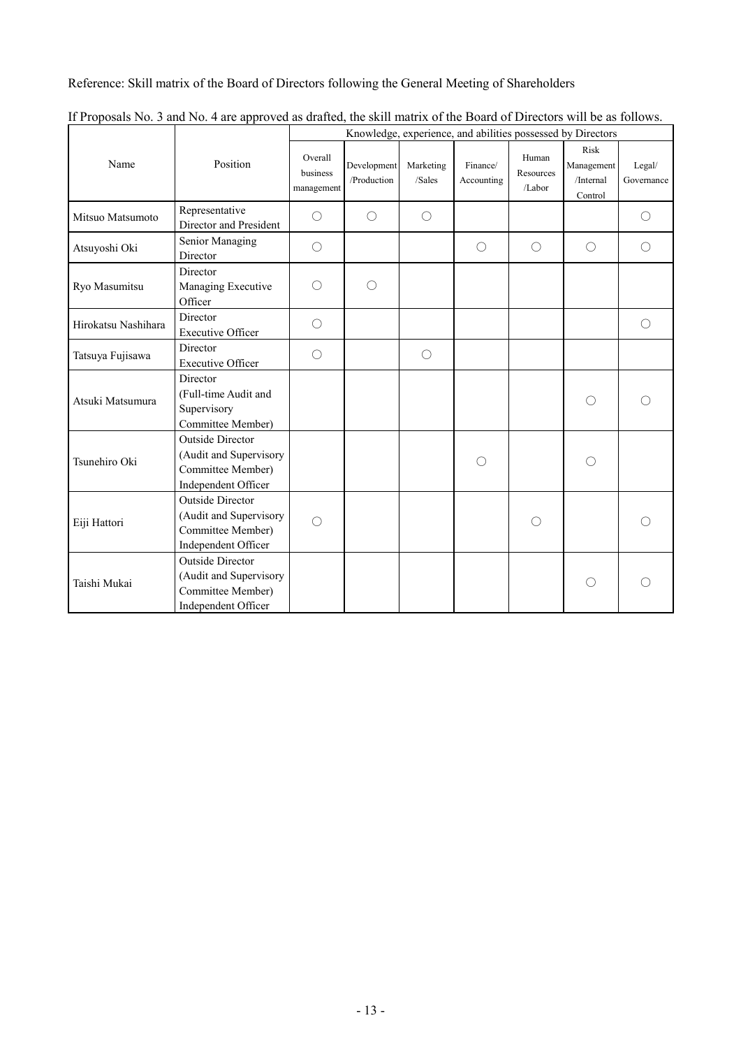Reference: Skill matrix of the Board of Directors following the General Meeting of Shareholders

If Proposals No. 3 and No. 4 are approved as drafted, the skill matrix of the Board of Directors will be as follows.

| Name | Position | Knowledge, experience, and abilities possessed by Directors | | | | | | |
|---|---|---|---|---|---|---|---|---|
| | | Overall business management | Development /Production | Marketing /Sales | Finance/ Accounting | Human Resources /Labor | Risk Management /Internal Control | Legal/ Governance |
| Mitsuo Matsumoto | Representative Director and President | ○ | ○ | ○ | | | | ○ |
| Atsuyoshi Oki | Senior Managing Director | ○ | | | ○ | ○ | ○ | ○ |
| Ryo Masumitsu | Director Managing Executive Officer | ○ | ○ | | | | | |
| Hirokatsu Nashihara | Director Executive Officer | ○ | | | | | | ○ |
| Tatsuya Fujisawa | Director Executive Officer | ○ | | ○ | | | | |
| Atsuki Matsumura | Director (Full-time Audit and Supervisory Committee Member) | | | | | | ○ | ○ |
| Tsunehiro Oki | Outside Director (Audit and Supervisory Committee Member) Independent Officer | | | | ○ | | ○ | |
| Eiji Hattori | Outside Director (Audit and Supervisory Committee Member) Independent Officer | ○ | | | | ○ | | ○ |
| Taishi Mukai | Outside Director (Audit and Supervisory Committee Member) Independent Officer | | | | | | ○ | ○ |